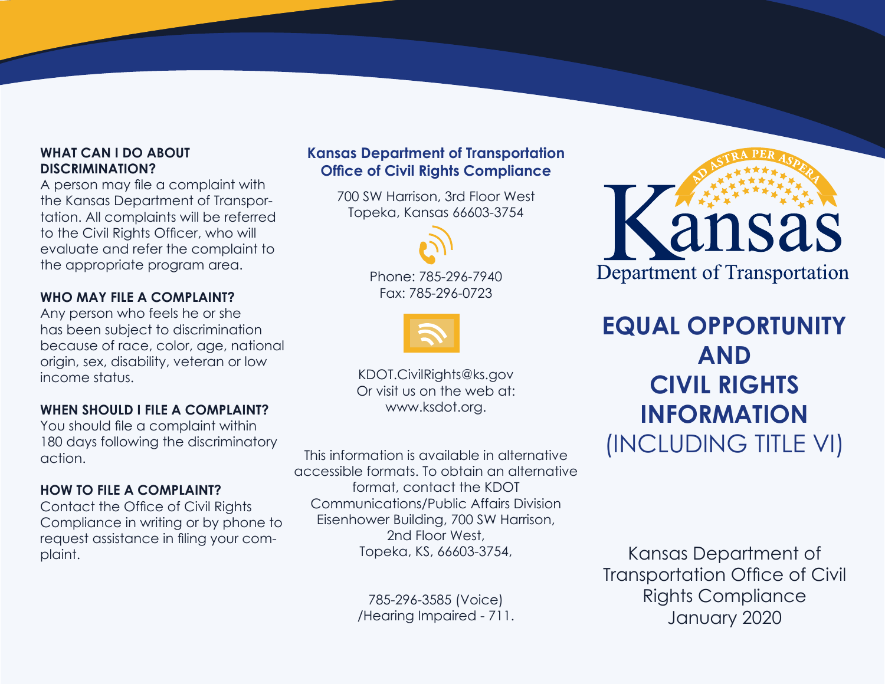### WHAT CAN I DO ABOUT DISCRIMINATION?

A person may file a complaint with the Kansas Department of Transportation. All complaints will be referred to the Civil Rights Officer, who will evaluate and refer the complaint to the appropriate program area.

### WHO MAY FILE A COMPLAINT?

Any person who feels he or she has been subject to discrimination because of race, color, age, national origin, sex, disability, veteran or low income status.

### WHEN SHOULD I FILE A COMPLAINT?

You should file a complaint within 180 days following the discriminatory action.

### HOW TO FILE A COMPLAINT?

Contact the Office of Civil Rights Compliance in writing or by phone to request assistance in filing your complaint.

**Kansas Department of Transportation**
**Office of Civil Rights Compliance**

700 SW Harrison, 3rd Floor West
Topeka, Kansas 66603-3754

Phone: 785-296-7940
Fax: 785-296-0723

KDOT.CivilRights@ks.gov
Or visit us on the web at:
www.ksdot.org.

This information is available in alternative accessible formats. To obtain an alternative format, contact the KDOT Communications/Public Affairs Division Eisenhower Building, 700 SW Harrison, 2nd Floor West, Topeka, KS, 66603-3754,

785-296-3585 (Voice) /Hearing Impaired - 711.

AD ASTRA PER ASPERA

Kansas
Department of Transportation

# EQUAL OPPORTUNITY AND CIVIL RIGHTS INFORMATION (INCLUDING TITLE VI)

Kansas Department of Transportation Office of Civil Rights Compliance
January 2020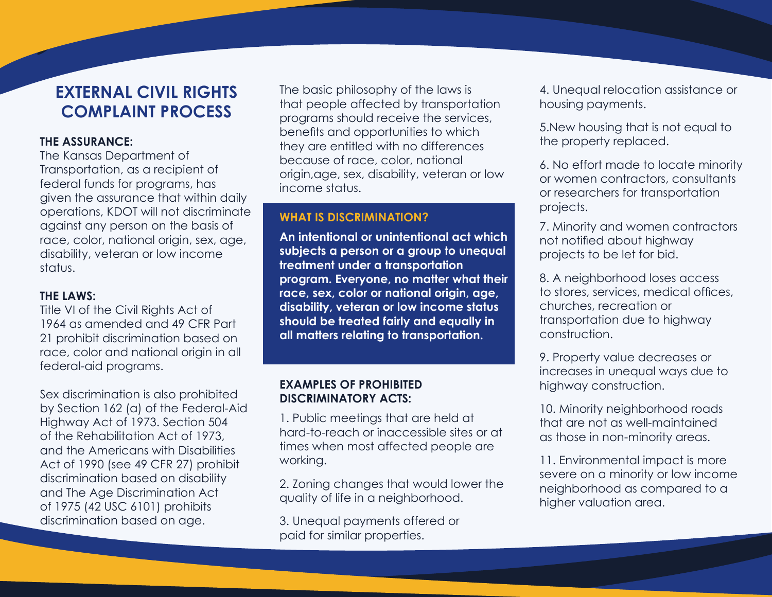# EXTERNAL CIVIL RIGHTS COMPLAINT PROCESS

**THE ASSURANCE:**
The Kansas Department of Transportation, as a recipient of federal funds for programs, has given the assurance that within daily operations, KDOT will not discriminate against any person on the basis of race, color, national origin, sex, age, disability, veteran or low income status.

**THE LAWS:**
Title VI of the Civil Rights Act of 1964 as amended and 49 CFR Part 21 prohibit discrimination based on race, color and national origin in all federal-aid programs.

Sex discrimination is also prohibited by Section 162 (a) of the Federal-Aid Highway Act of 1973. Section 504 of the Rehabilitation Act of 1973, and the Americans with Disabilities Act of 1990 (see 49 CFR 27) prohibit discrimination based on disability and The Age Discrimination Act of 1975 (42 USC 6101) prohibits discrimination based on age.

The basic philosophy of the laws is that people affected by transportation programs should receive the services, benefits and opportunities to which they are entitled with no differences because of race, color, national origin,age, sex, disability, veteran or low income status.

**WHAT IS DISCRIMINATION?**

**An intentional or unintentional act which subjects a person or a group to unequal treatment under a transportation program. Everyone, no matter what their race, sex, color or national origin, age, disability, veteran or low income status should be treated fairly and equally in all matters relating to transportation.**

**EXAMPLES OF PROHIBITED DISCRIMINATORY ACTS:**

1. Public meetings that are held at hard-to-reach or inaccessible sites or at times when most affected people are working.

2. Zoning changes that would lower the quality of life in a neighborhood.

3. Unequal payments offered or paid for similar properties.

4. Unequal relocation assistance or housing payments.

5.New housing that is not equal to the property replaced.

6. No effort made to locate minority or women contractors, consultants or researchers for transportation projects.

7. Minority and women contractors not notified about highway projects to be let for bid.

8. A neighborhood loses access to stores, services, medical offices, churches, recreation or transportation due to highway construction.

9. Property value decreases or increases in unequal ways due to highway construction.

10. Minority neighborhood roads that are not as well-maintained as those in non-minority areas.

11. Environmental impact is more severe on a minority or low income neighborhood as compared to a higher valuation area.